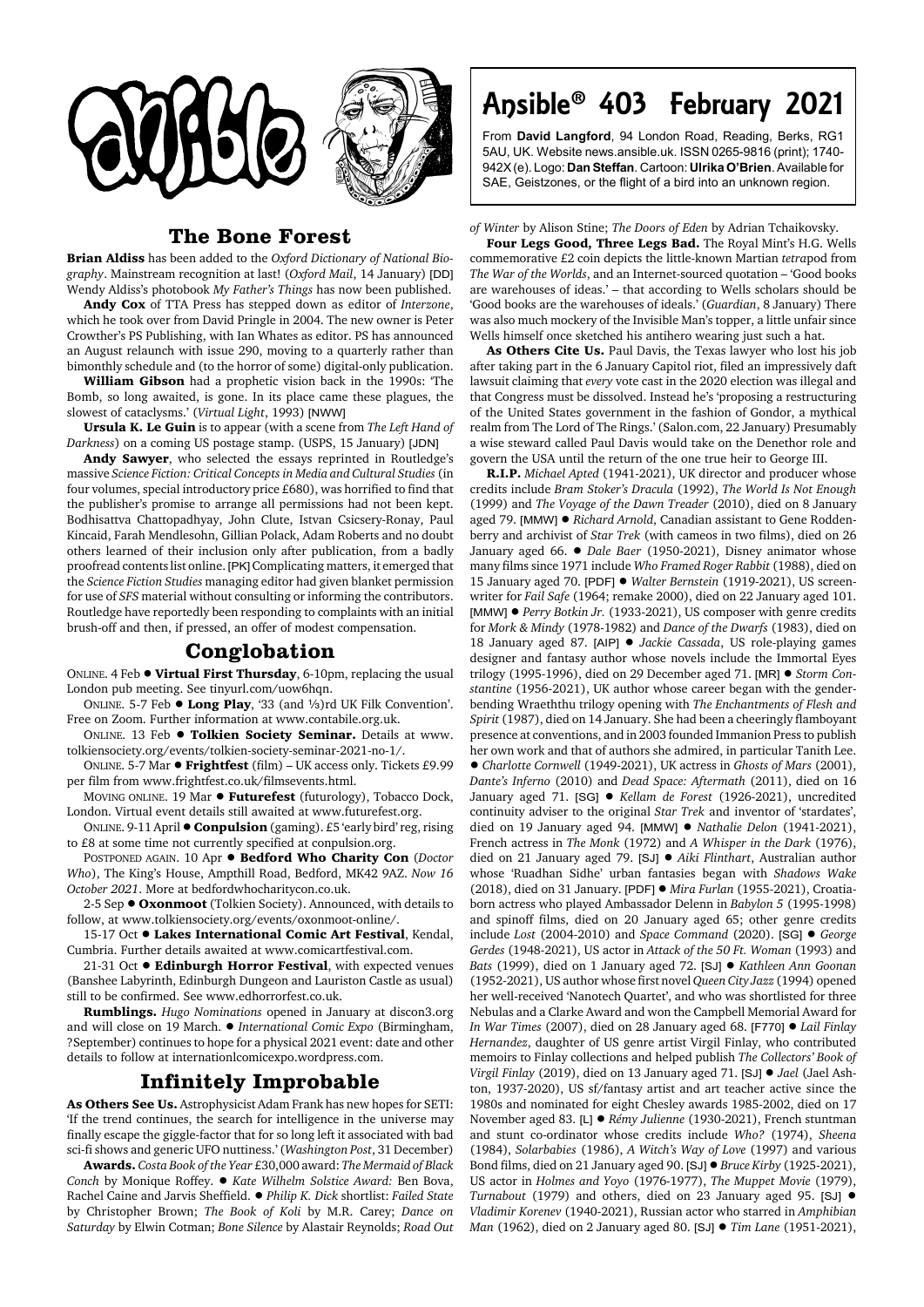# Ansible® 403 February 2021

From **David Langford**, 94 London Road, Reading, Berks, RG1 5AU, UK. Website news.ansible.uk. ISSN 0265-9816 (print); 1740-942X (e). Logo: **Dan Steffan**. Cartoon: **Ulrika O'Brien**. Available for SAE, Geistzones, or the flight of a bird into an unknown region.

## The Bone Forest

**Brian Aldiss** has been added to the *Oxford Dictionary of National Biography*. Mainstream recognition at last! (*Oxford Mail*, 14 January) [DD] Wendy Aldiss's photobook *My Father's Things* has now been published.

**Andy Cox** of TTA Press has stepped down as editor of *Interzone*, which he took over from David Pringle in 2004. The new owner is Peter Crowther's PS Publishing, with Ian Whates as editor. PS has announced an August relaunch with issue 290, moving to a quarterly rather than bimonthly schedule and (to the horror of some) digital-only publication.

**William Gibson** had a prophetic vision back in the 1990s: 'The Bomb, so long awaited, is gone. In its place came these plagues, the slowest of cataclysms.' (*Virtual Light*, 1993) [NWW]

**Ursula K. Le Guin** is to appear (with a scene from *The Left Hand of Darkness*) on a coming US postage stamp. (USPS, 15 January) [JDN]

**Andy Sawyer**, who selected the essays reprinted in Routledge's massive *Science Fiction: Critical Concepts in Media and Cultural Studies* (in four volumes, special introductory price £680), was horrified to find that the publisher's promise to arrange all permissions had not been kept. Bodhisattva Chattopadhyay, John Clute, Istvan Csicsery-Ronay, Paul Kincaid, Farah Mendlesohn, Gillian Polack, Adam Roberts and no doubt others learned of their inclusion only after publication, from a badly proofread contents list online. [PK] Complicating matters, it emerged that the *Science Fiction Studies* managing editor had given blanket permission for use of *SFS* material without consulting or informing the contributors. Routledge have reportedly been responding to complaints with an initial brush-off and then, if pressed, an offer of modest compensation.

## Conglobation

ONLINE. 4 Feb ● **Virtual First Thursday**, 6-10pm, replacing the usual London pub meeting. See tinyurl.com/uow6hqn.

ONLINE. 5-7 Feb ● **Long Play**, '33 (and ⅓)rd UK Filk Convention'. Free on Zoom. Further information at www.contabile.org.uk.

ONLINE. 13 Feb ● **Tolkien Society Seminar.** Details at www.tolkiensociety.org/events/tolkien-society-seminar-2021-no-1/.

ONLINE. 5-7 Mar ● **Frightfest** (film) – UK access only. Tickets £9.99 per film from www.frightfest.co.uk/filmsevents.html.

MOVING ONLINE. 19 Mar ● **Futurefest** (futurology), Tobacco Dock, London. Virtual event details still awaited at www.futurefest.org.

ONLINE. 9-11 April ● **Conpulsion** (gaming). £5 'early bird' reg, rising to £8 at some time not currently specified at conpulsion.org.

POSTPONED AGAIN. 10 Apr ● **Bedford Who Charity Con** (*Doctor Who*), The King's House, Ampthill Road, Bedford, MK42 9AZ. *Now 16 October 2021*. More at bedfordwhocharitycon.co.uk.

2-5 Sep ● **Oxonmoot** (Tolkien Society). Announced, with details to follow, at www.tolkiensociety.org/events/oxonmoot-online/.

15-17 Oct ● **Lakes International Comic Art Festival**, Kendal, Cumbria. Further details awaited at www.comicartfestival.com.

21-31 Oct ● **Edinburgh Horror Festival**, with expected venues (Banshee Labyrinth, Edinburgh Dungeon and Lauriston Castle as usual) still to be confirmed. See www.edhorrorfest.co.uk.

**Rumblings.** *Hugo Nominations* opened in January at discon3.org and will close on 19 March. ● *International Comic Expo* (Birmingham, ?September) continues to hope for a physical 2021 event: date and other details to follow at internationlcomicexpo.wordpress.com.

## Infinitely Improbable

**As Others See Us.** Astrophysicist Adam Frank has new hopes for SETI: 'If the trend continues, the search for intelligence in the universe may finally escape the giggle-factor that for so long left it associated with bad sci-fi shows and generic UFO nuttiness.' (*Washington Post*, 31 December)

**Awards.** *Costa Book of the Year* £30,000 award: *The Mermaid of Black Conch* by Monique Roffey. ● *Kate Wilhelm Solstice Award:* Ben Bova, Rachel Caine and Jarvis Sheffield. ● *Philip K. Dick* shortlist: *Failed State* by Christopher Brown; *The Book of Koli* by M.R. Carey; *Dance on Saturday* by Elwin Cotman; *Bone Silence* by Alastair Reynolds; *Road Out of Winter* by Alison Stine; *The Doors of Eden* by Adrian Tchaikovsky.

**Four Legs Good, Three Legs Bad.** The Royal Mint's H.G. Wells commemorative £2 coin depicts the little-known Martian *tetra*pod from *The War of the Worlds*, and an Internet-sourced quotation – 'Good books are warehouses of ideas.' – that according to Wells scholars should be 'Good books are the warehouses of ideals.' (*Guardian*, 8 January) There was also much mockery of the Invisible Man's topper, a little unfair since Wells himself once sketched his antihero wearing just such a hat.

**As Others Cite Us.** Paul Davis, the Texas lawyer who lost his job after taking part in the 6 January Capitol riot, filed an impressively daft lawsuit claiming that *every* vote cast in the 2020 election was illegal and that Congress must be dissolved. Instead he's 'proposing a restructuring of the United States government in the fashion of Gondor, a mythical realm from The Lord of The Rings.' (Salon.com, 22 January) Presumably a wise steward called Paul Davis would take on the Denethor role and govern the USA until the return of the one true heir to George III.

**R.I.P.** *Michael Apted* (1941-2021), UK director and producer whose credits include *Bram Stoker's Dracula* (1992), *The World Is Not Enough* (1999) and *The Voyage of the Dawn Treader* (2010), died on 8 January aged 79. [MMW] ● *Richard Arnold*, Canadian assistant to Gene Roddenberry and archivist of *Star Trek* (with cameos in two films), died on 26 January aged 66. ● *Dale Baer* (1950-2021), Disney animator whose many films since 1971 include *Who Framed Roger Rabbit* (1988), died on 15 January aged 70. [PDF] ● *Walter Bernstein* (1919-2021), US screenwriter for *Fail Safe* (1964; remake 2000), died on 22 January aged 101. [MMW] ● *Perry Botkin Jr.* (1933-2021), US composer with genre credits for *Mork & Mindy* (1978-1982) and *Dance of the Dwarfs* (1983), died on 18 January aged 87. [AIP] ● *Jackie Cassada*, US role-playing games designer and fantasy author whose novels include the Immortal Eyes trilogy (1995-1996), died on 29 December aged 71. [MR] ● *Storm Constantine* (1956-2021), UK author whose career began with the gender-bending Wraeththu trilogy opening with *The Enchantments of Flesh and Spirit* (1987), died on 14 January. She had been a cheeringly flamboyant presence at conventions, and in 2003 founded Immanion Press to publish her own work and that of authors she admired, in particular Tanith Lee. ● *Charlotte Cornwell* (1949-2021), UK actress in *Ghosts of Mars* (2001), *Dante's Inferno* (2010) and *Dead Space: Aftermath* (2011), died on 16 January aged 71. [SG] ● *Kellam de Forest* (1926-2021), uncredited continuity adviser to the original *Star Trek* and inventor of 'stardates', died on 19 January aged 94. [MMW] ● *Nathalie Delon* (1941-2021), French actress in *The Monk* (1972) and *A Whisper in the Dark* (1976), died on 21 January aged 79. [SJ] ● *Aiki Flinthart*, Australian author whose 'Ruadhan Sidhe' urban fantasies began with *Shadows Wake* (2018), died on 31 January. [PDF] ● *Mira Furlan* (1955-2021), Croatia-born actress who played Ambassador Delenn in *Babylon 5* (1995-1998) and spinoff films, died on 20 January aged 65; other genre credits include *Lost* (2004-2010) and *Space Command* (2020). [SG] ● *George Gerdes* (1948-2021), US actor in *Attack of the 50 Ft. Woman* (1993) and *Bats* (1999), died on 1 January aged 72. [SJ] ● *Kathleen Ann Goonan* (1952-2021), US author whose first novel *Queen City Jazz* (1994) opened her well-received 'Nanotech Quartet', and who was shortlisted for three Nebulas and a Clarke Award and won the Campbell Memorial Award for *In War Times* (2007), died on 28 January aged 68. [F770] ● *Lail Finlay Hernandez*, daughter of US genre artist Virgil Finlay, who contributed memoirs to Finlay collections and helped publish *The Collectors' Book of Virgil Finlay* (2019), died on 13 January aged 71. [SJ] ● *Jael* (Jael Ashton, 1937-2020), US sf/fantasy artist and art teacher active since the 1980s and nominated for eight Chesley awards 1985-2002, died on 17 November aged 83. [L] ● *Rémy Julienne* (1930-2021), French stuntman and stunt co-ordinator whose credits include *Who?* (1974), *Sheena* (1984), *Solarbabies* (1986), *A Witch's Way of Love* (1997) and various Bond films, died on 21 January aged 90. [SJ] ● *Bruce Kirby* (1925-2021), US actor in *Holmes and Yoyo* (1976-1977), *The Muppet Movie* (1979), *Turnabout* (1979) and others, died on 23 January aged 95. [SJ] ● *Vladimir Korenev* (1940-2021), Russian actor who starred in *Amphibian Man* (1962), died on 2 January aged 80. [SJ] ● *Tim Lane* (1951-2021),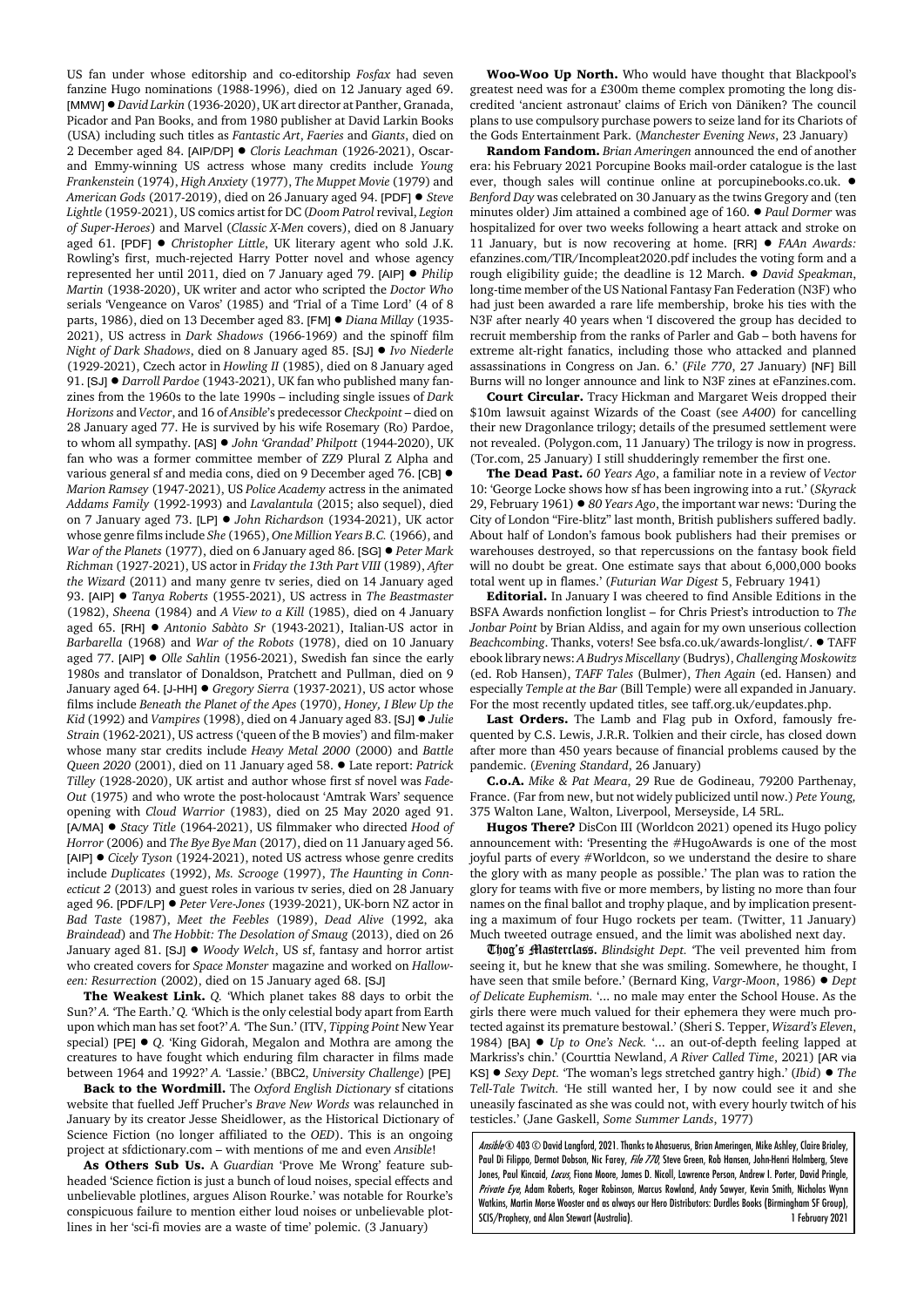US fan under whose editorship and co-editorship *Fosfax* had seven fanzine Hugo nominations (1988-1996), died on 12 January aged 69. [MMW] ● *David Larkin* (1936-2020), UK art director at Panther, Granada, Picador and Pan Books, and from 1980 publisher at David Larkin Books (USA) including such titles as *Fantastic Art*, *Faeries* and *Giants*, died on 2 December aged 84. [AIP/DP] ● *Cloris Leachman* (1926-2021), Oscar- and Emmy-winning US actress whose many credits include *Young Frankenstein* (1974), *High Anxiety* (1977), *The Muppet Movie* (1979) and *American Gods* (2017-2019), died on 26 January aged 94. [PDF] ● *Steve Lightle* (1959-2021), US comics artist for DC (*Doom Patrol* revival, *Legion of Super-Heroes*) and Marvel (*Classic X-Men* covers), died on 8 January aged 61. [PDF] ● *Christopher Little*, UK literary agent who sold J.K. Rowling's first, much-rejected Harry Potter novel and whose agency represented her until 2011, died on 7 January aged 79. [AIP] ● *Philip Martin* (1938-2020), UK writer and actor who scripted the *Doctor Who* serials 'Vengeance on Varos' (1985) and 'Trial of a Time Lord' (4 of 8 parts, 1986), died on 13 December aged 83. [FM] ● *Diana Millay* (1935-2021), US actress in *Dark Shadows* (1966-1969) and the spinoff film *Night of Dark Shadows*, died on 8 January aged 85. [SJ] ● *Ivo Niederle* (1929-2021), Czech actor in *Howling II* (1985), died on 8 January aged 91. [SJ] ● *Darroll Pardoe* (1943-2021), UK fan who published many fanzines from the 1960s to the late 1990s – including single issues of *Dark Horizons* and *Vector*, and 16 of *Ansible*'s predecessor *Checkpoint* – died on 28 January aged 77. He is survived by his wife Rosemary (Ro) Pardoe, to whom all sympathy. [AS] ● *John 'Grandad' Philpott* (1944-2020), UK fan who was a former committee member of ZZ9 Plural Z Alpha and various general sf and media cons, died on 9 December aged 76. [CB] ● *Marion Ramsey* (1947-2021), US *Police Academy* actress in the animated *Addams Family* (1992-1993) and *Lavalantula* (2015; also sequel), died on 7 January aged 73. [LP] ● *John Richardson* (1934-2021), UK actor whose genre films include *She* (1965), *One Million Years B.C.* (1966), and *War of the Planets* (1977), died on 6 January aged 86. [SG] ● *Peter Mark Richman* (1927-2021), US actor in *Friday the 13th Part VIII* (1989), *After the Wizard* (2011) and many genre tv series, died on 14 January aged 93. [AIP] ● *Tanya Roberts* (1955-2021), US actress in *The Beastmaster* (1982), *Sheena* (1984) and *A View to a Kill* (1985), died on 4 January aged 65. [RH] ● *Antonio Sabàto Sr* (1943-2021), Italian-US actor in *Barbarella* (1968) and *War of the Robots* (1978), died on 10 January aged 77. [AIP] ● *Olle Sahlin* (1956-2021), Swedish fan since the early 1980s and translator of Donaldson, Pratchett and Pullman, died on 9 January aged 64. [J-HH] ● *Gregory Sierra* (1937-2021), US actor whose films include *Beneath the Planet of the Apes* (1970), *Honey, I Blew Up the Kid* (1992) and *Vampires* (1998), died on 4 January aged 83. [SJ] ● *Julie Strain* (1962-2021), US actress ('queen of the B movies') and film-maker whose many star credits include *Heavy Metal 2000* (2000) and *Battle Queen 2020* (2001), died on 11 January aged 58. ● Late report: *Patrick Tilley* (1928-2020), UK artist and author whose first sf novel was *Fade-Out* (1975) and who wrote the post-holocaust 'Amtrak Wars' sequence opening with *Cloud Warrior* (1983), died on 25 May 2020 aged 91. [A/MA] ● *Stacy Title* (1964-2021), US filmmaker who directed *Hood of Horror* (2006) and *The Bye Bye Man* (2017), died on 11 January aged 56. [AIP] ● *Cicely Tyson* (1924-2021), noted US actress whose genre credits include *Duplicates* (1992), *Ms. Scrooge* (1997), *The Haunting in Connecticut 2* (2013) and guest roles in various tv series, died on 28 January aged 96. [PDF/LP] ● *Peter Vere-Jones* (1939-2021), UK-born NZ actor in *Bad Taste* (1987), *Meet the Feebles* (1989), *Dead Alive* (1992, aka *Braindead*) and *The Hobbit: The Desolation of Smaug* (2013), died on 26 January aged 81. [SJ] ● *Woody Welch*, US sf, fantasy and horror artist who created covers for *Space Monster* magazine and worked on *Halloween: Resurrection* (2002), died on 15 January aged 68. [SJ]

**The Weakest Link.** *Q.* 'Which planet takes 88 days to orbit the Sun?' *A.* 'The Earth.' *Q.* 'Which is the only celestial body apart from Earth upon which man has set foot?' *A.* 'The Sun.' (ITV, *Tipping Point* New Year special) [PE] ● *Q.* 'King Gidorah, Megalon and Mothra are among the creatures to have fought which enduring film character in films made between 1964 and 1992?' *A.* 'Lassie.' (BBC2, *University Challenge*) [PE]

**Back to the Wordmill.** The *Oxford English Dictionary* sf citations website that fuelled Jeff Prucher's *Brave New Words* was relaunched in January by its creator Jesse Sheidlower, as the Historical Dictionary of Science Fiction (no longer affiliated to the *OED*). This is an ongoing project at sfdictionary.com – with mentions of me and even *Ansible*!

**As Others Sub Us.** A *Guardian* 'Prove Me Wrong' feature subheaded 'Science fiction is just a bunch of loud noises, special effects and unbelievable plotlines, argues Alison Rourke.' was notable for Rourke's conspicuous failure to mention either loud noises or unbelievable plotlines in her 'sci-fi movies are a waste of time' polemic. (3 January)

**Woo-Woo Up North.** Who would have thought that Blackpool's greatest need was for a £300m theme complex promoting the long discredited 'ancient astronaut' claims of Erich von Däniken? The council plans to use compulsory purchase powers to seize land for its Chariots of the Gods Entertainment Park. (*Manchester Evening News*, 23 January)

**Random Fandom.** *Brian Ameringen* announced the end of another era: his February 2021 Porcupine Books mail-order catalogue is the last ever, though sales will continue online at porcupinebooks.co.uk. ● *Benford Day* was celebrated on 30 January as the twins Gregory and (ten minutes older) Jim attained a combined age of 160. ● *Paul Dormer* was hospitalized for over two weeks following a heart attack and stroke on 11 January, but is now recovering at home. [RR] ● *FAAn Awards:* efanzines.com/TIR/Incompleat2020.pdf includes the voting form and a rough eligibility guide; the deadline is 12 March. ● *David Speakman*, long-time member of the US National Fantasy Fan Federation (N3F) who had just been awarded a rare life membership, broke his ties with the N3F after nearly 40 years when 'I discovered the group has decided to recruit membership from the ranks of Parler and Gab – both havens for extreme alt-right fanatics, including those who attacked and planned assassinations in Congress on Jan. 6.' (*File 770*, 27 January) [NF] Bill Burns will no longer announce and link to N3F zines at eFanzines.com.

**Court Circular.** Tracy Hickman and Margaret Weis dropped their $10m lawsuit against Wizards of the Coast (see *A400*) for cancelling their new Dragonlance trilogy; details of the presumed settlement were not revealed. (Polygon.com, 11 January) The trilogy is now in progress. (Tor.com, 25 January) I still shudderingly remember the first one.

**The Dead Past.** *60 Years Ago*, a familiar note in a review of *Vector* 10: 'George Locke shows how sf has been ingrowing into a rut.' (*Skyrack* 29, February 1961) ● *80 Years Ago*, the important war news: 'During the City of London "Fire-blitz" last month, British publishers suffered badly. About half of London's famous book publishers had their premises or warehouses destroyed, so that repercussions on the fantasy book field will no doubt be great. One estimate says that about 6,000,000 books total went up in flames.' (*Futurian War Digest* 5, February 1941)

**Editorial.** In January I was cheered to find Ansible Editions in the BSFA Awards nonfiction longlist – for Chris Priest's introduction to *The Jonbar Point* by Brian Aldiss, and again for my own unserious collection *Beachcombing*. Thanks, voters! See bsfa.co.uk/awards-longlist/. ● TAFF ebook library news: *A Budrys Miscellany* (Budrys), *Challenging Moskowitz* (ed. Rob Hansen), *TAFF Tales* (Bulmer), *Then Again* (ed. Hansen) and especially *Temple at the Bar* (Bill Temple) were all expanded in January. For the most recently updated titles, see taff.org.uk/eupdates.php.

**Last Orders.** The Lamb and Flag pub in Oxford, famously frequented by C.S. Lewis, J.R.R. Tolkien and their circle, has closed down after more than 450 years because of financial problems caused by the pandemic. (*Evening Standard*, 26 January)

**C.o.A.** *Mike & Pat Meara*, 29 Rue de Godineau, 79200 Parthenay, France. (Far from new, but not widely publicized until now.) *Pete Young*, 375 Walton Lane, Walton, Liverpool, Merseyside, L4 5RL.

**Hugos There?** DisCon III (Worldcon 2021) opened its Hugo policy announcement with: 'Presenting the #HugoAwards is one of the most joyful parts of every #Worldcon, so we understand the desire to share the glory with as many people as possible.' The plan was to ration the glory for teams with five or more members, by listing no more than four names on the final ballot and trophy plaque, and by implication presenting a maximum of four Hugo rockets per team. (Twitter, 11 January) Much tweeted outrage ensued, and the limit was abolished next day.

**Thog's Masterclass.** *Blindsight Dept.* 'The veil prevented him from seeing it, but he knew that she was smiling. Somewhere, he thought, I have seen that smile before.' (Bernard King, *Vargr-Moon*, 1986) ● *Dept of Delicate Euphemism.* '... no male may enter the School House. As the girls there were much valued for their ephemera they were much protected against its premature bestowal.' (Sheri S. Tepper, *Wizard's Eleven*, 1984) [BA] ● *Up to One's Neck.* '... an out-of-depth feeling lapped at Markriss's chin.' (Courttia Newland, *A River Called Time*, 2021) [AR via KS] ● *Sexy Dept.* 'The woman's legs stretched gantry high.' (*Ibid*) ● *The Tell-Tale Twitch.* 'He still wanted her, I by now could see it and she was uneasily fascinated as she was could not, with every hourly twitch of his testicles.' (Jane Gaskell, *Some Summer Lands*, 1977)

*Ansible*® 403 © David Langford, 2021. Thanks to Ahasuerus, Brian Ameringen, Mike Ashley, Claire Brialey, Paul Di Filippo, Dermot Dobson, Nic Farey, *File 770*, Steve Green, Rob Hansen, John-Henri Holmberg, Steve Jones, Paul Kincaid, *Locus*, Fiona Moore, James D. Nicoll, Lawrence Person, Andrew I. Porter, David Pringle, *Private Eye*, Adam Roberts, Roger Robinson, Marcus Rowland, Andy Sawyer, Kevin Smith, Nicholas Wynn Watkins, Martin Morse Wooster and as always our Hero Distributors: Durdles Books (Birmingham SF Group), SCIS/Prophecy, and Alan Stewart (Australia). 1 February 2021